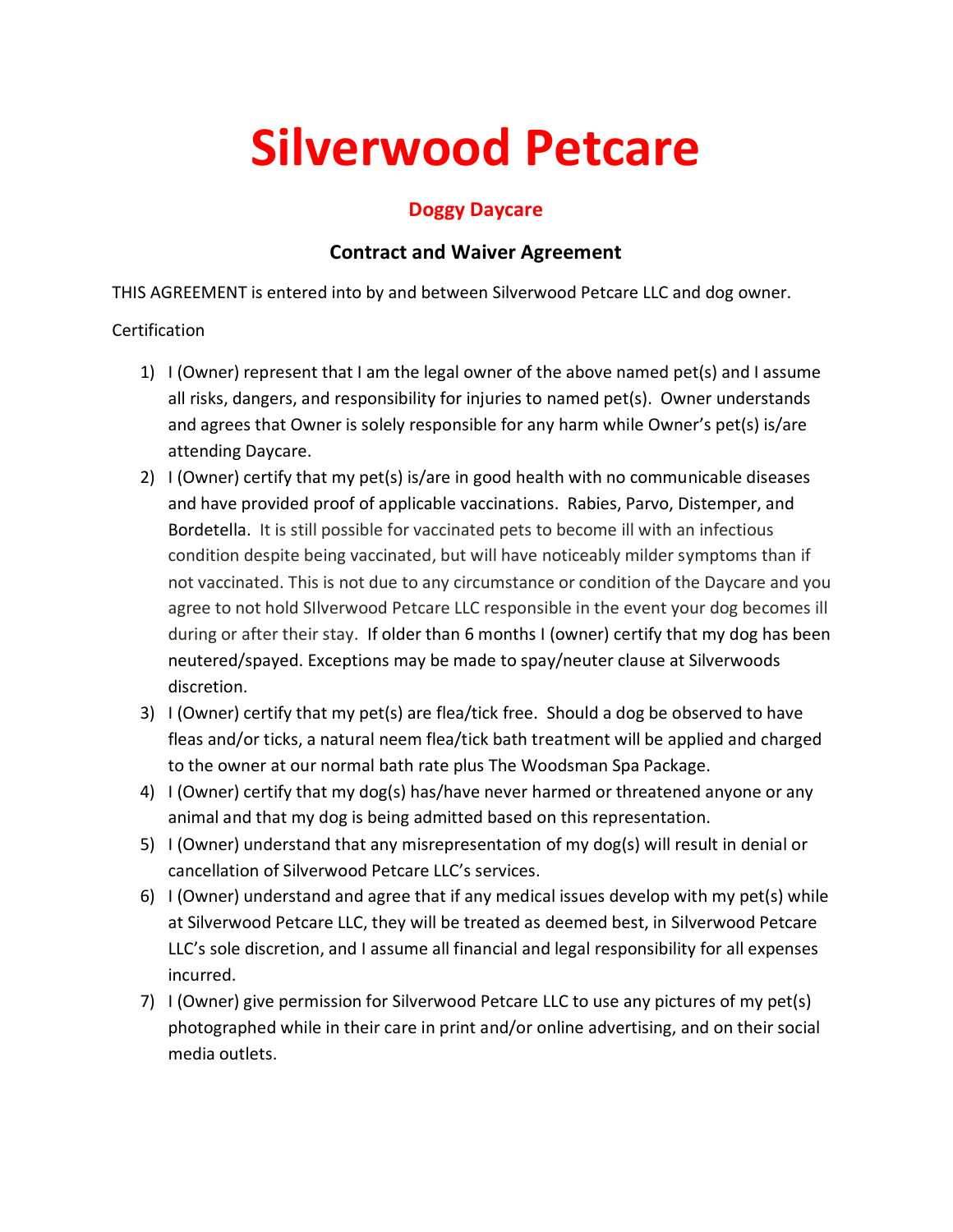# Silverwood Petcare

## Doggy Daycare

### Contract and Waiver Agreement

THIS AGREEMENT is entered into by and between Silverwood Petcare LLC and dog owner.

Certification

1) I (Owner) represent that I am the legal owner of the above named pet(s) and I assume all risks, dangers, and responsibility for injuries to named pet(s). Owner understands and agrees that Owner is solely responsible for any harm while Owner's pet(s) is/are attending Daycare.
2) I (Owner) certify that my pet(s) is/are in good health with no communicable diseases and have provided proof of applicable vaccinations. Rabies, Parvo, Distemper, and Bordetella. It is still possible for vaccinated pets to become ill with an infectious condition despite being vaccinated, but will have noticeably milder symptoms than if not vaccinated. This is not due to any circumstance or condition of the Daycare and you agree to not hold SIlverwood Petcare LLC responsible in the event your dog becomes ill during or after their stay. If older than 6 months I (owner) certify that my dog has been neutered/spayed. Exceptions may be made to spay/neuter clause at Silverwoods discretion.
3) I (Owner) certify that my pet(s) are flea/tick free. Should a dog be observed to have fleas and/or ticks, a natural neem flea/tick bath treatment will be applied and charged to the owner at our normal bath rate plus The Woodsman Spa Package.
4) I (Owner) certify that my dog(s) has/have never harmed or threatened anyone or any animal and that my dog is being admitted based on this representation.
5) I (Owner) understand that any misrepresentation of my dog(s) will result in denial or cancellation of Silverwood Petcare LLC's services.
6) I (Owner) understand and agree that if any medical issues develop with my pet(s) while at Silverwood Petcare LLC, they will be treated as deemed best, in Silverwood Petcare LLC's sole discretion, and I assume all financial and legal responsibility for all expenses incurred.
7) I (Owner) give permission for Silverwood Petcare LLC to use any pictures of my pet(s) photographed while in their care in print and/or online advertising, and on their social media outlets.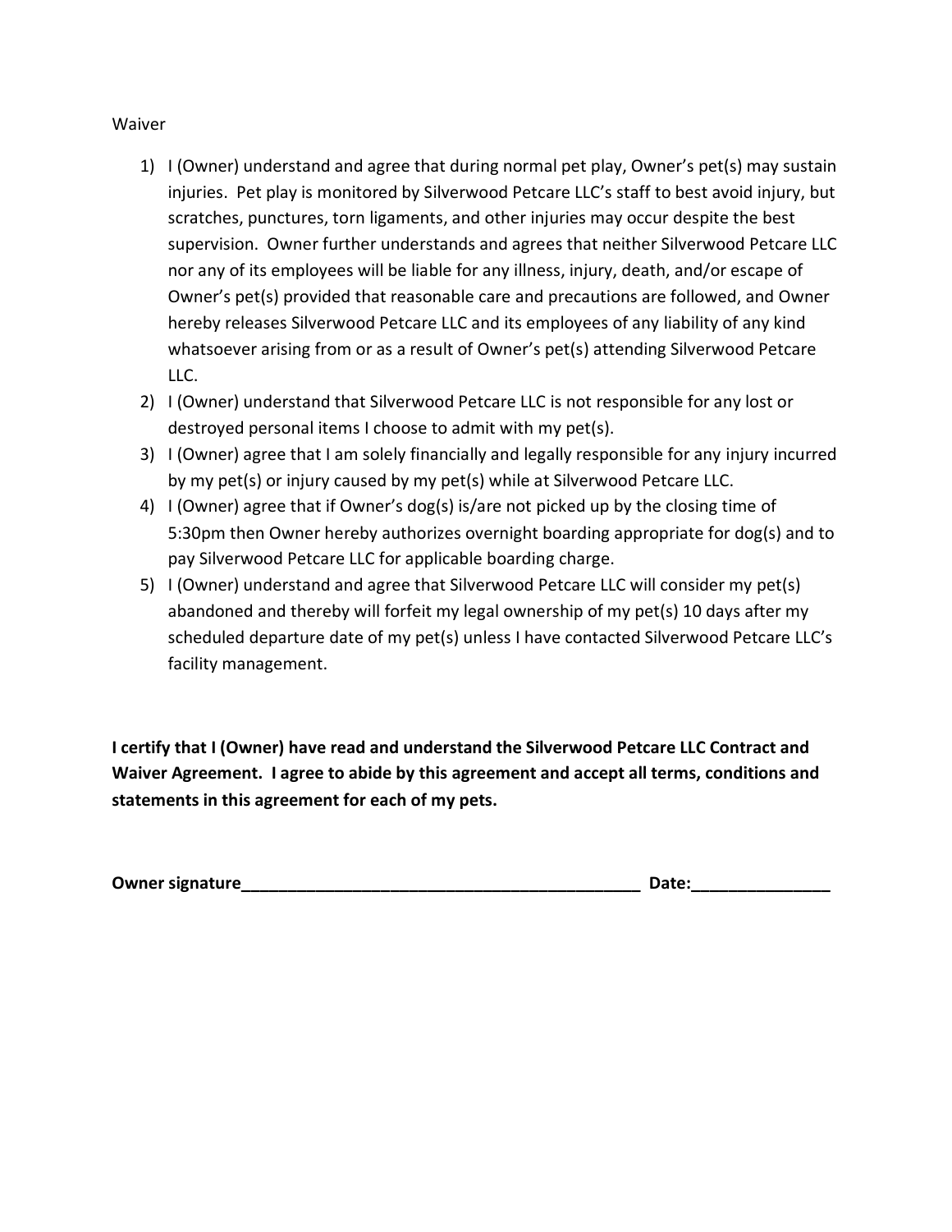Waiver

1) I (Owner) understand and agree that during normal pet play, Owner's pet(s) may sustain injuries. Pet play is monitored by Silverwood Petcare LLC's staff to best avoid injury, but scratches, punctures, torn ligaments, and other injuries may occur despite the best supervision. Owner further understands and agrees that neither Silverwood Petcare LLC nor any of its employees will be liable for any illness, injury, death, and/or escape of Owner's pet(s) provided that reasonable care and precautions are followed, and Owner hereby releases Silverwood Petcare LLC and its employees of any liability of any kind whatsoever arising from or as a result of Owner's pet(s) attending Silverwood Petcare LLC.
2) I (Owner) understand that Silverwood Petcare LLC is not responsible for any lost or destroyed personal items I choose to admit with my pet(s).
3) I (Owner) agree that I am solely financially and legally responsible for any injury incurred by my pet(s) or injury caused by my pet(s) while at Silverwood Petcare LLC.
4) I (Owner) agree that if Owner's dog(s) is/are not picked up by the closing time of 5:30pm then Owner hereby authorizes overnight boarding appropriate for dog(s) and to pay Silverwood Petcare LLC for applicable boarding charge.
5) I (Owner) understand and agree that Silverwood Petcare LLC will consider my pet(s) abandoned and thereby will forfeit my legal ownership of my pet(s) 10 days after my scheduled departure date of my pet(s) unless I have contacted Silverwood Petcare LLC's facility management.

**I certify that I (Owner) have read and understand the Silverwood Petcare LLC Contract and Waiver Agreement. I agree to abide by this agreement and accept all terms, conditions and statements in this agreement for each of my pets.**

**Owner signature_____________________________________________ Date:_______________**